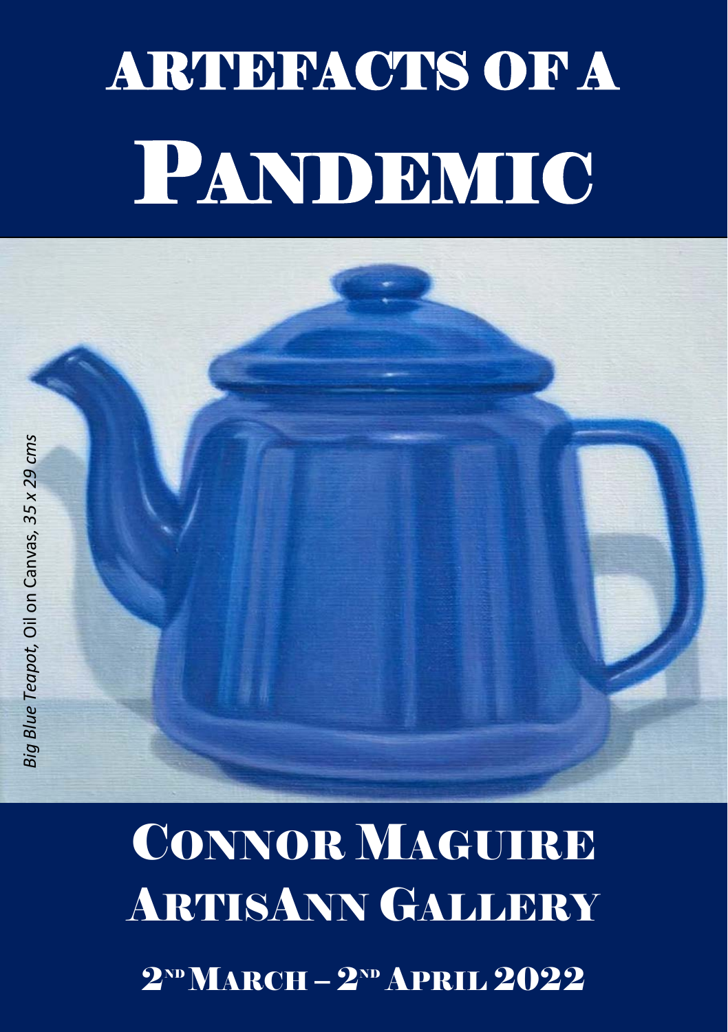# ARTEFACTS OF A PANDEMIC

*Big Blue Teapot,* Oil on Canvas, *35 x 29 cms*

## CONNOR MAGUIRE

## ARTISANN GALLERY

2ND MARCH – 2ND APRIL 2022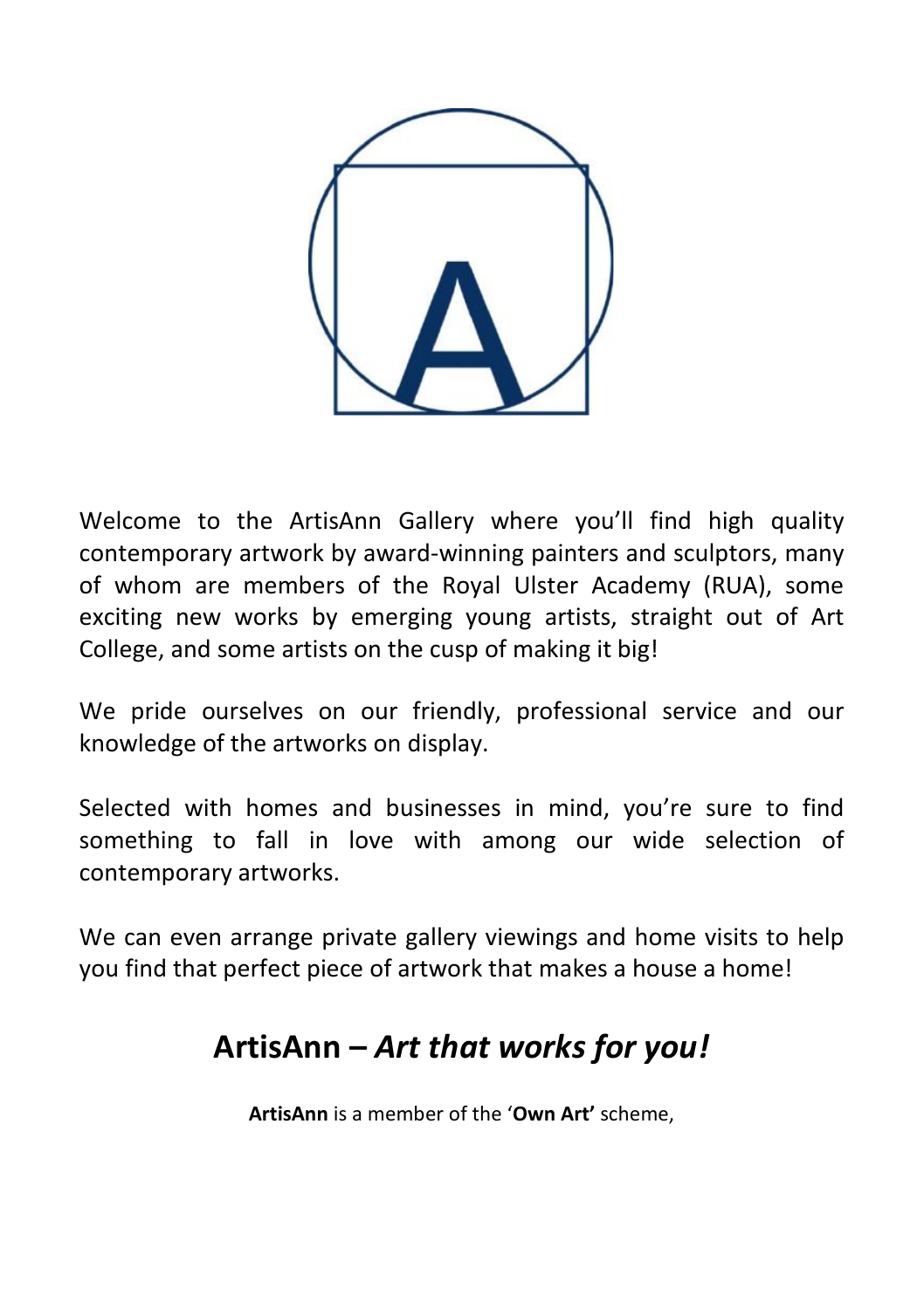Welcome to the ArtisAnn Gallery where you'll find high quality contemporary artwork by award-winning painters and sculptors, many of whom are members of the Royal Ulster Academy (RUA), some exciting new works by emerging young artists, straight out of Art College, and some artists on the cusp of making it big!

We pride ourselves on our friendly, professional service and our knowledge of the artworks on display.

Selected with homes and businesses in mind, you're sure to find something to fall in love with among our wide selection of contemporary artworks.

We can even arrange private gallery viewings and home visits to help you find that perfect piece of artwork that makes a house a home!

## ArtisAnn – *Art that works for you!*

**ArtisAnn** is a member of the '**Own Art'** scheme,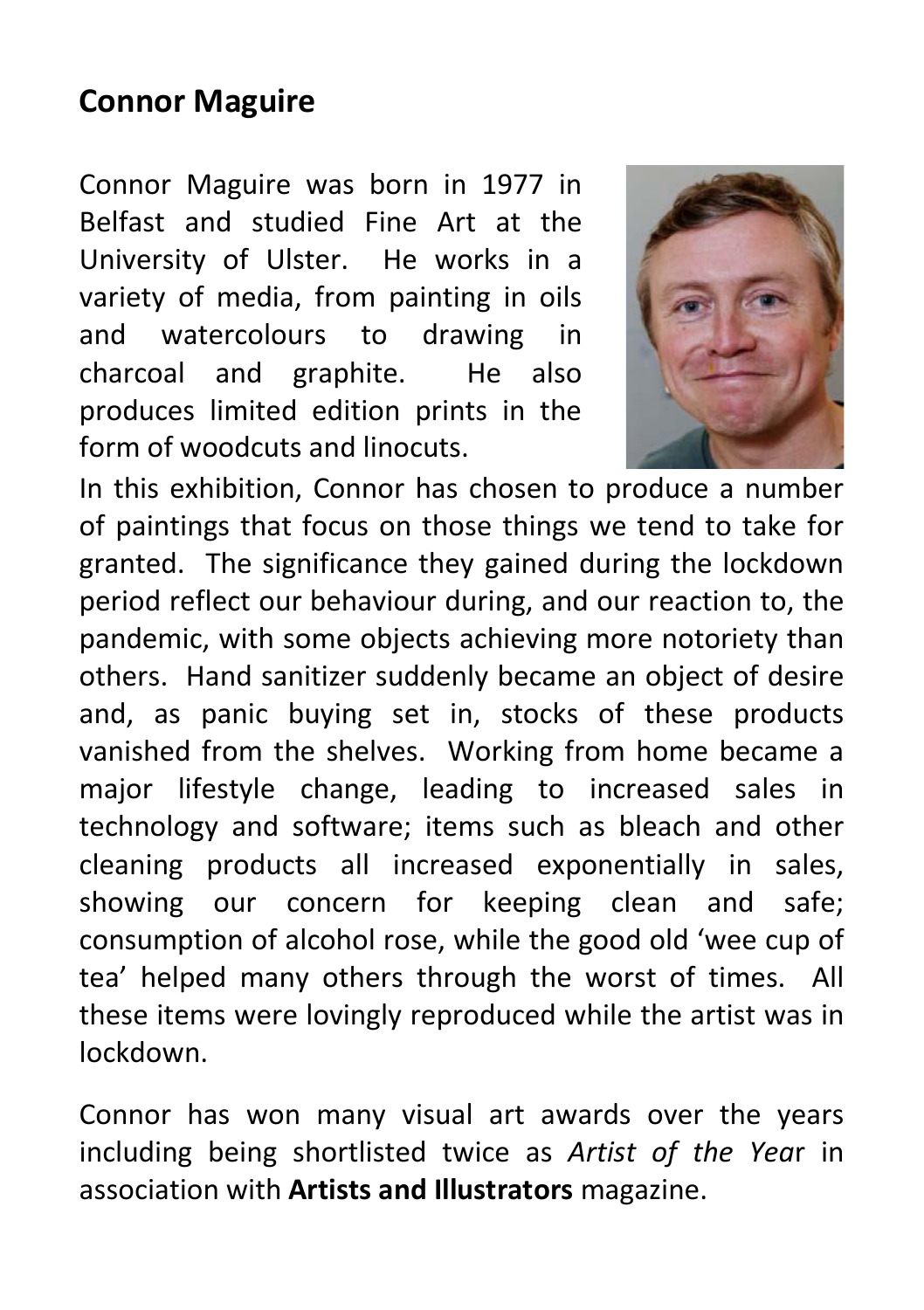## Connor Maguire

Connor Maguire was born in 1977 in Belfast and studied Fine Art at the University of Ulster. He works in a variety of media, from painting in oils and watercolours to drawing in charcoal and graphite. He also produces limited edition prints in the form of woodcuts and linocuts.

In this exhibition, Connor has chosen to produce a number of paintings that focus on those things we tend to take for granted. The significance they gained during the lockdown period reflect our behaviour during, and our reaction to, the pandemic, with some objects achieving more notoriety than others. Hand sanitizer suddenly became an object of desire and, as panic buying set in, stocks of these products vanished from the shelves. Working from home became a major lifestyle change, leading to increased sales in technology and software; items such as bleach and other cleaning products all increased exponentially in sales, showing our concern for keeping clean and safe; consumption of alcohol rose, while the good old 'wee cup of tea' helped many others through the worst of times. All these items were lovingly reproduced while the artist was in lockdown.

Connor has won many visual art awards over the years including being shortlisted twice as *Artist of the Year* in association with **Artists and Illustrators** magazine.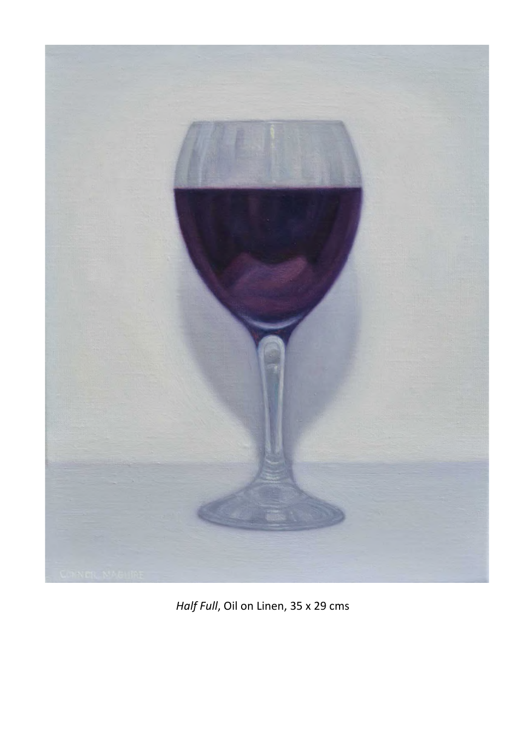*Half Full*, Oil on Linen, 35 x 29 cms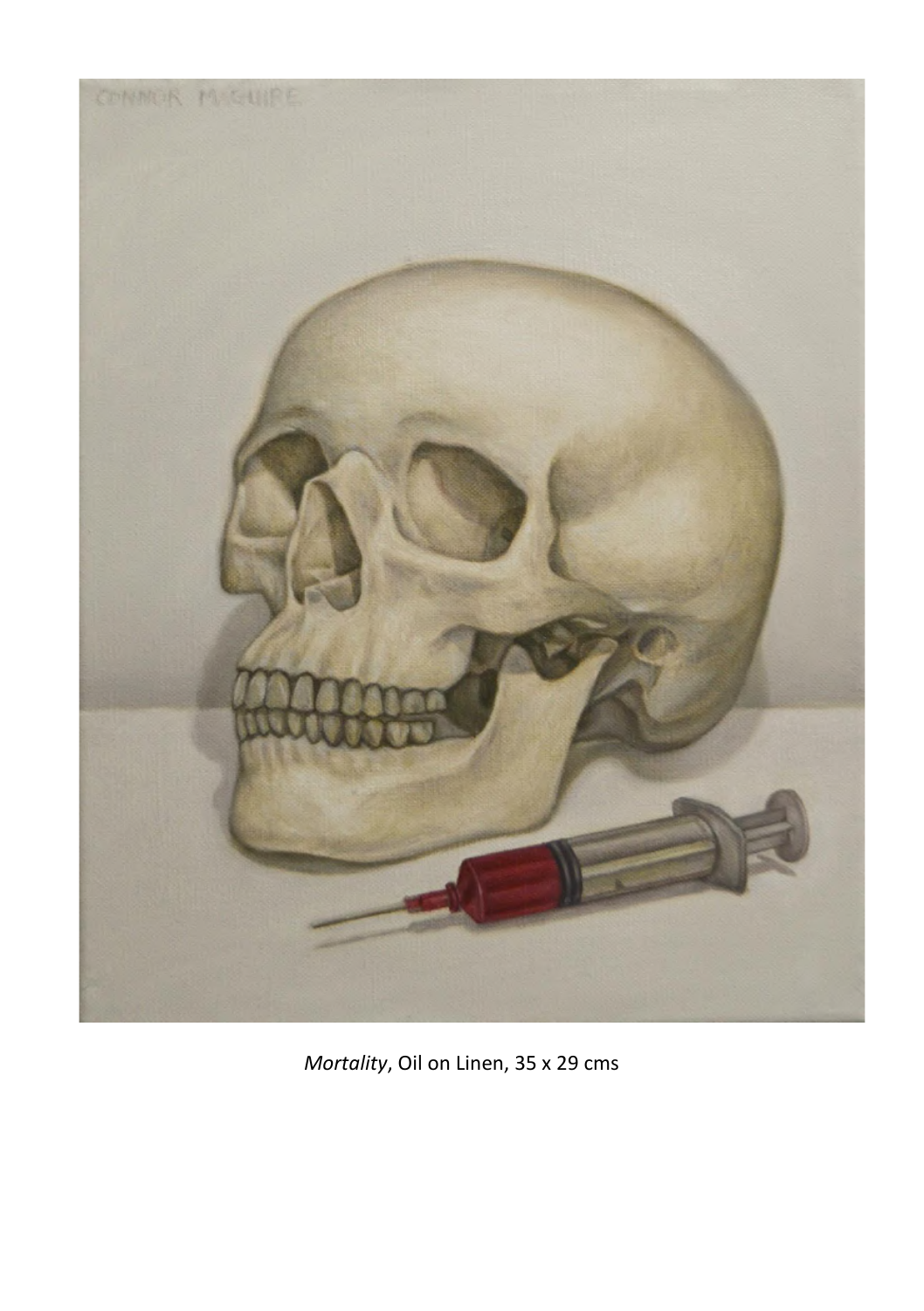*Mortality*, Oil on Linen, 35 x 29 cms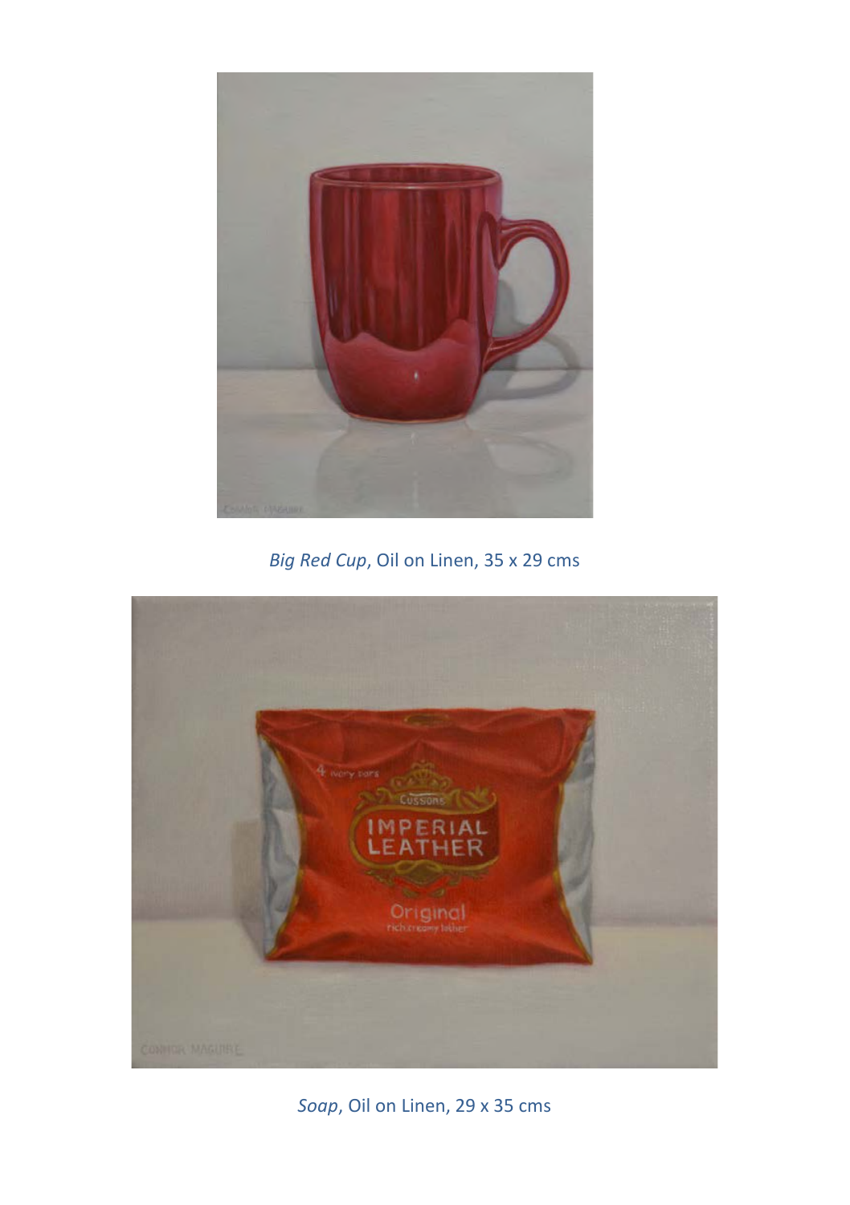*Big Red Cup*, Oil on Linen, 35 x 29 cms

*Soap*, Oil on Linen, 29 x 35 cms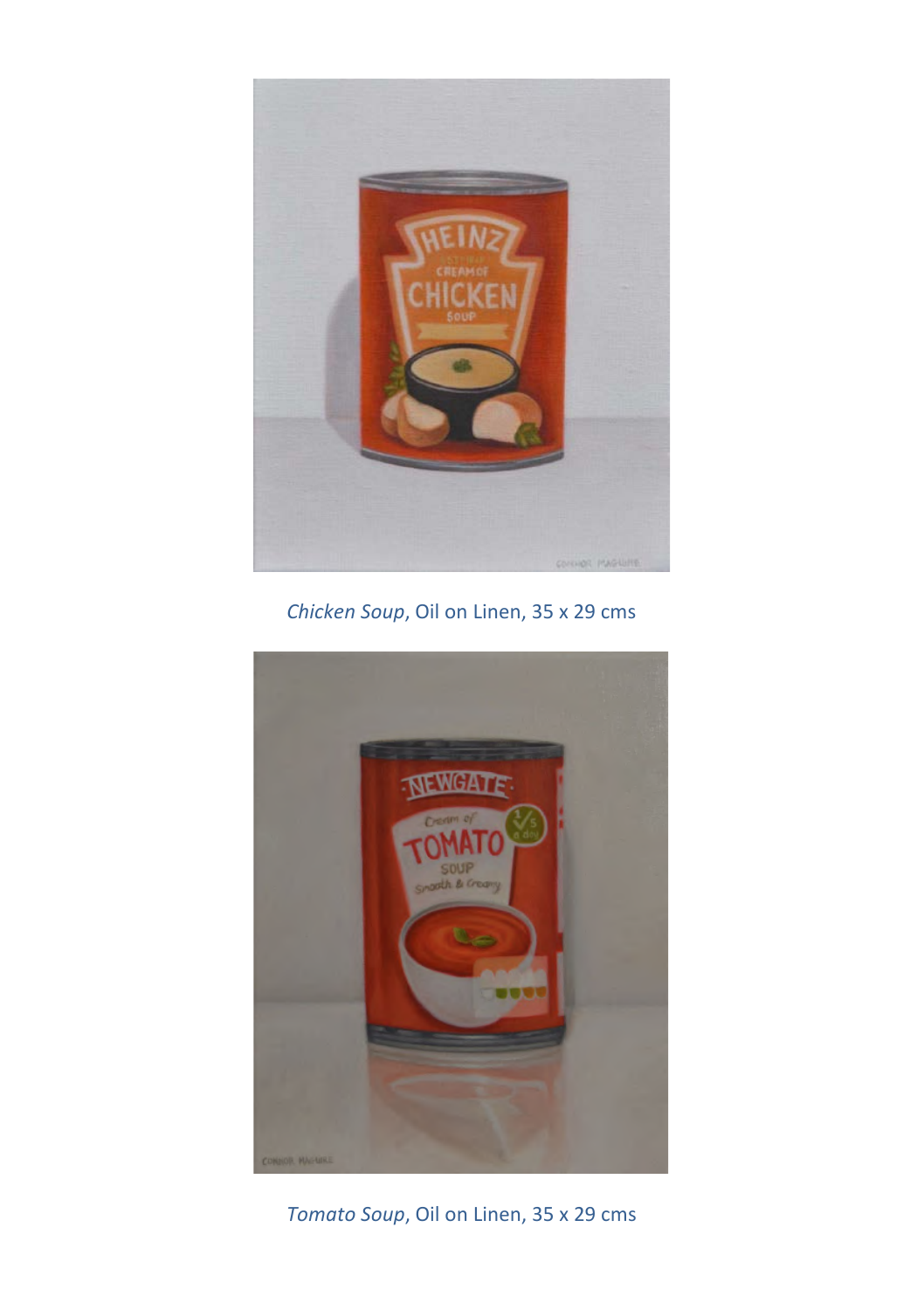*Chicken Soup*, Oil on Linen, 35 x 29 cms

*Tomato Soup*, Oil on Linen, 35 x 29 cms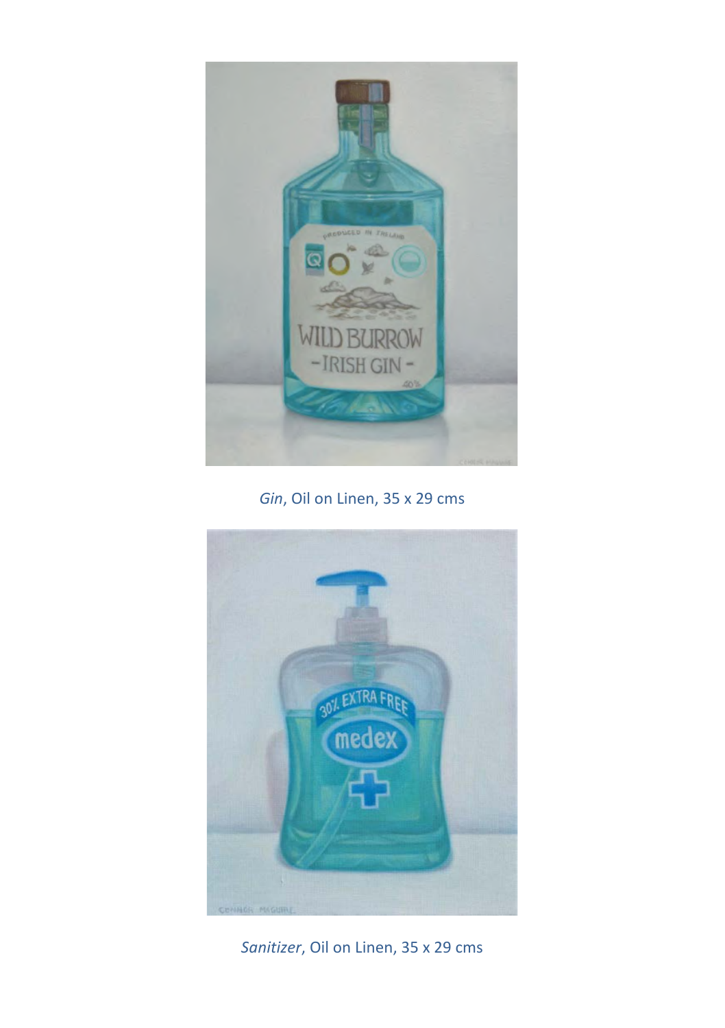*Gin*, Oil on Linen, 35 x 29 cms

*Sanitizer*, Oil on Linen, 35 x 29 cms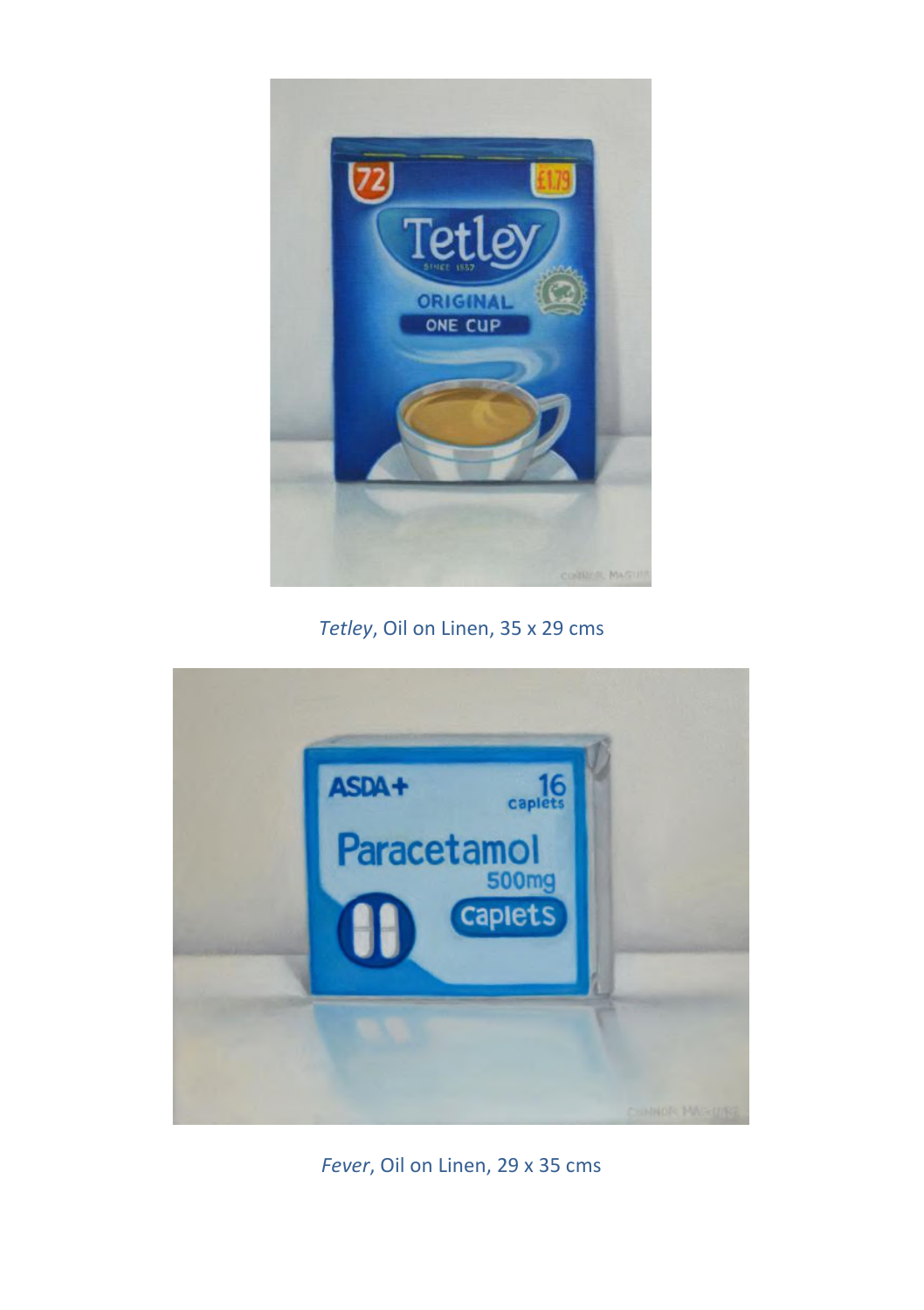*Tetley*, Oil on Linen, 35 x 29 cms

*Fever*, Oil on Linen, 29 x 35 cms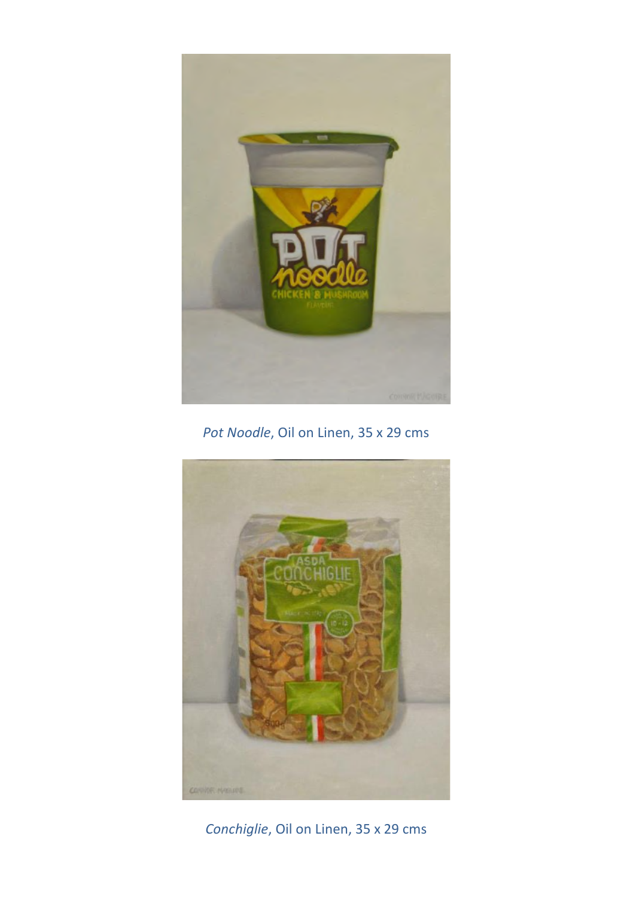*Pot Noodle*, Oil on Linen, 35 x 29 cms

*Conchiglie*, Oil on Linen, 35 x 29 cms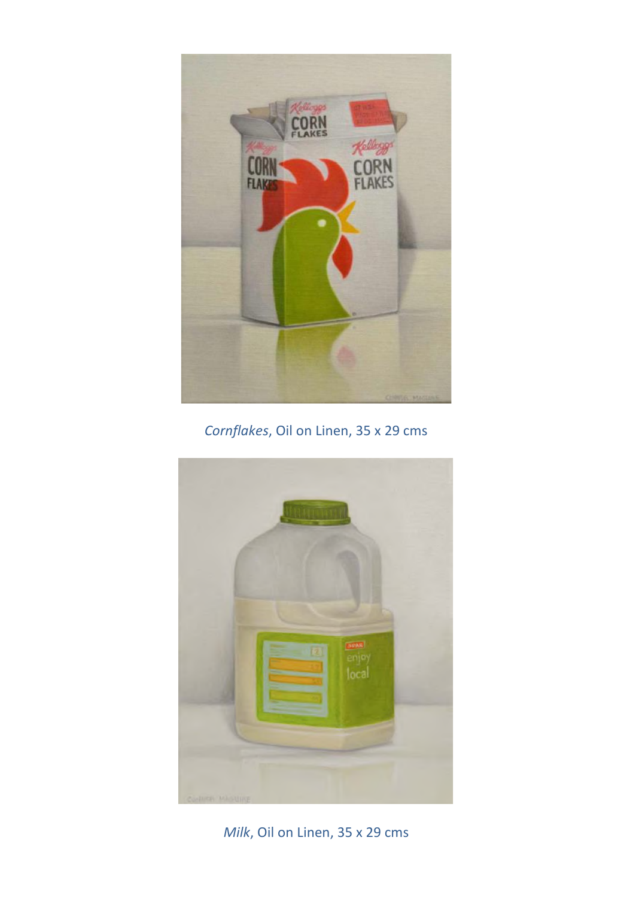*Cornflakes*, Oil on Linen, 35 x 29 cms

*Milk*, Oil on Linen, 35 x 29 cms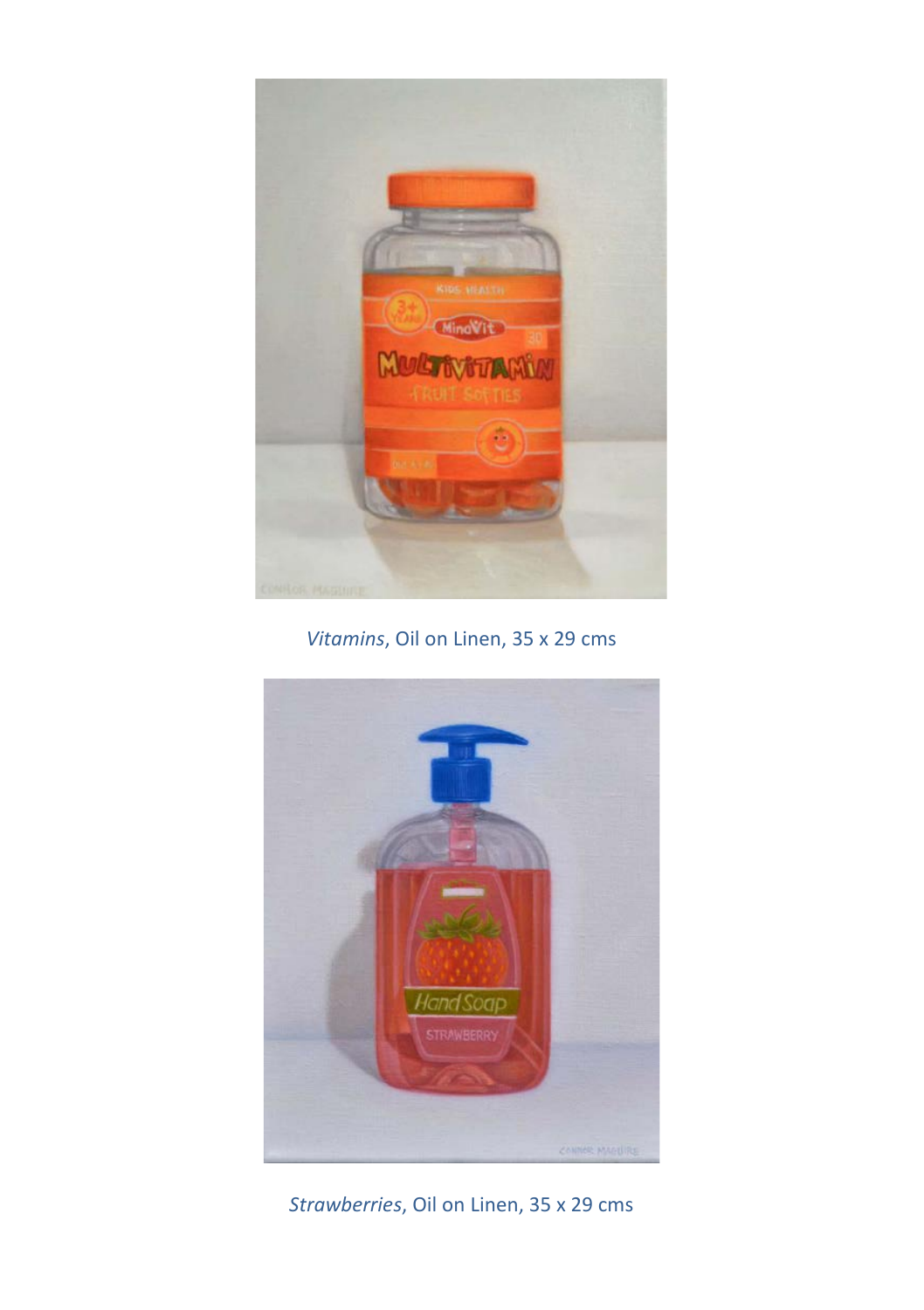*Vitamins*, Oil on Linen, 35 x 29 cms

*Strawberries*, Oil on Linen, 35 x 29 cms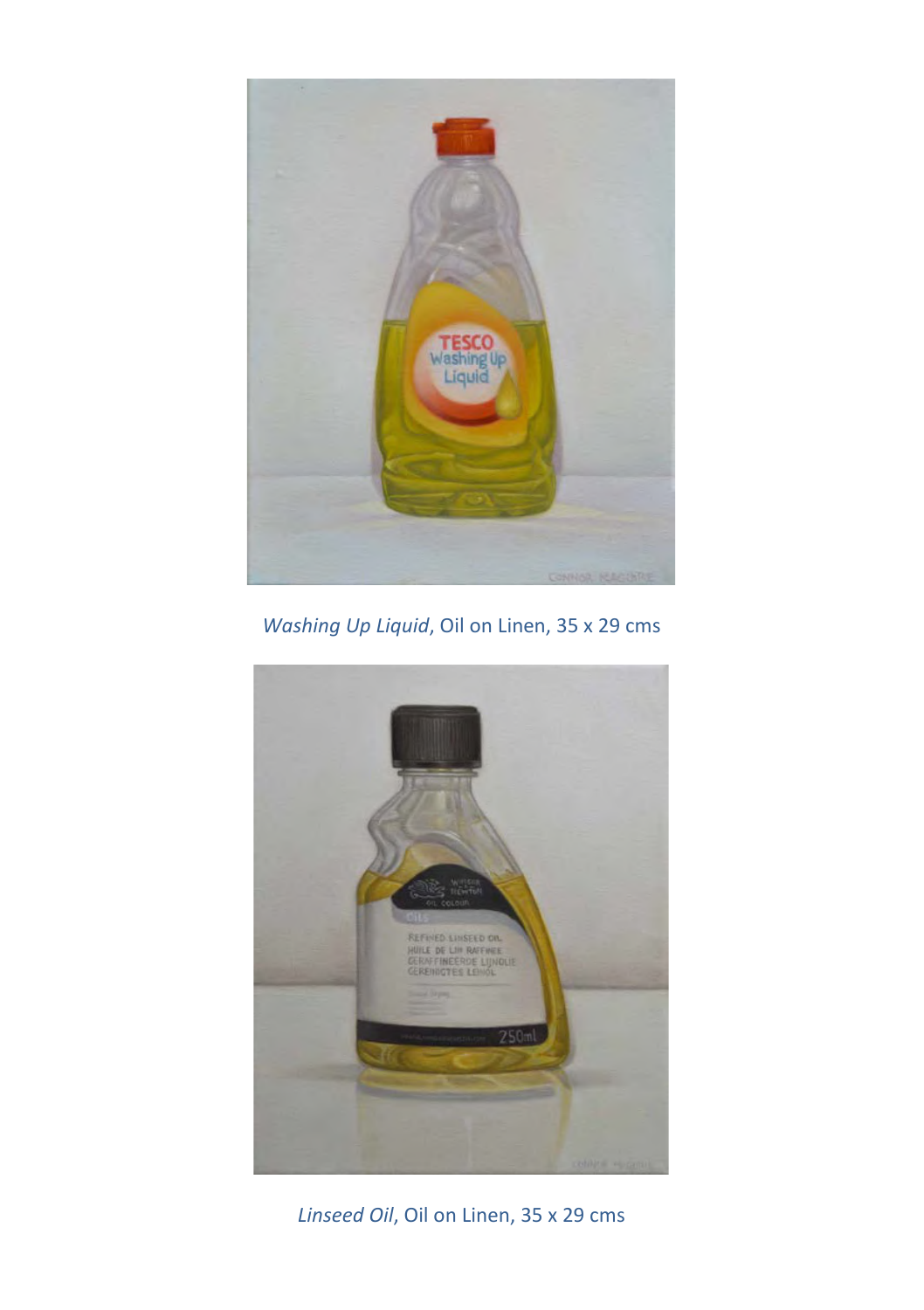*Washing Up Liquid*, Oil on Linen, 35 x 29 cms

*Linseed Oil*, Oil on Linen, 35 x 29 cms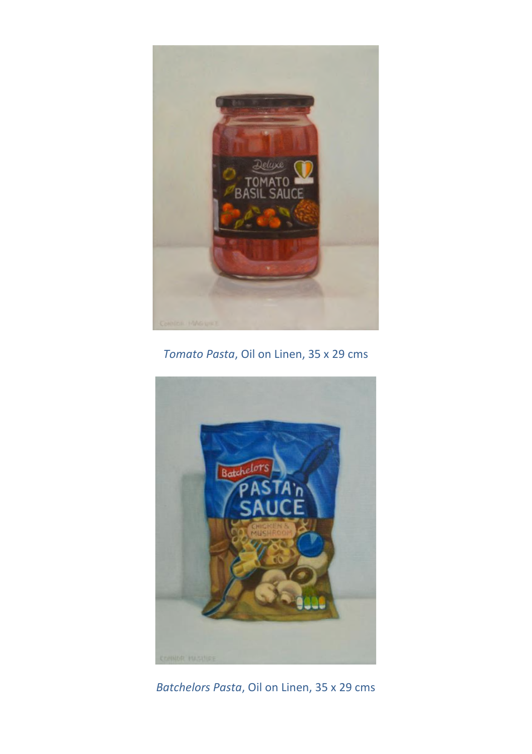*Tomato Pasta*, Oil on Linen, 35 x 29 cms

*Batchelors Pasta*, Oil on Linen, 35 x 29 cms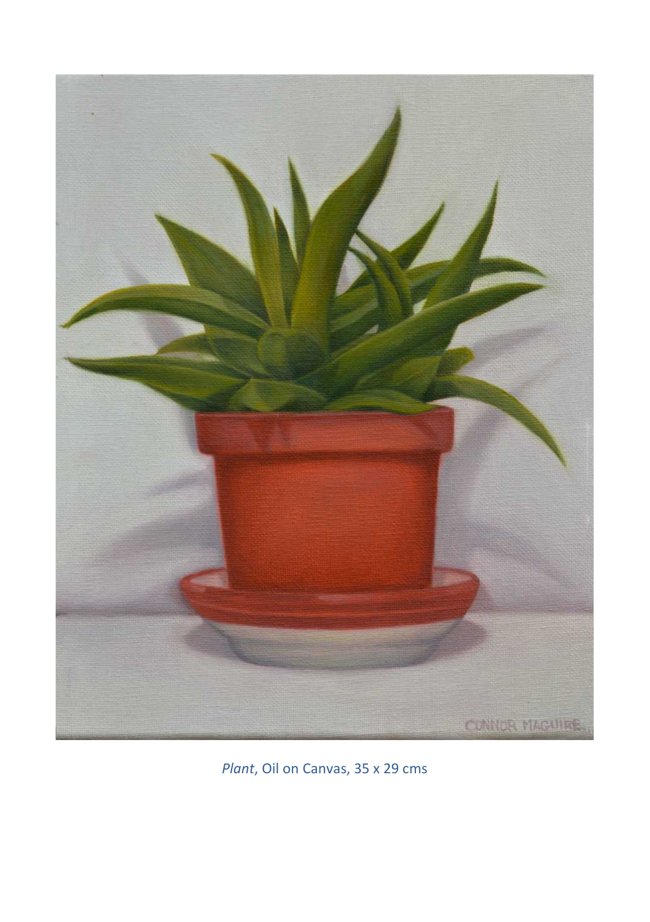*Plant*, Oil on Canvas, 35 x 29 cms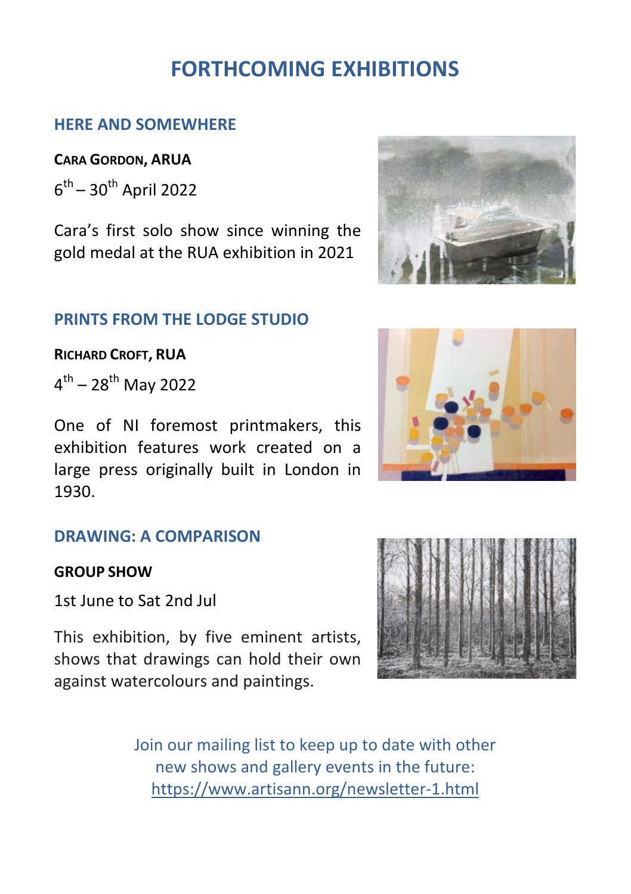# FORTHCOMING EXHIBITIONS

## HERE AND SOMEWHERE

**CARA GORDON, ARUA**

6th – 30th April 2022

Cara's first solo show since winning the gold medal at the RUA exhibition in 2021

## PRINTS FROM THE LODGE STUDIO

**RICHARD CROFT, RUA**

4th – 28th May 2022

One of NI foremost printmakers, this exhibition features work created on a large press originally built in London in 1930.

## DRAWING: A COMPARISON

**GROUP SHOW**

1st June to Sat 2nd Jul

This exhibition, by five eminent artists, shows that drawings can hold their own against watercolours and paintings.

Join our mailing list to keep up to date with other new shows and gallery events in the future: https://www.artisann.org/newsletter-1.html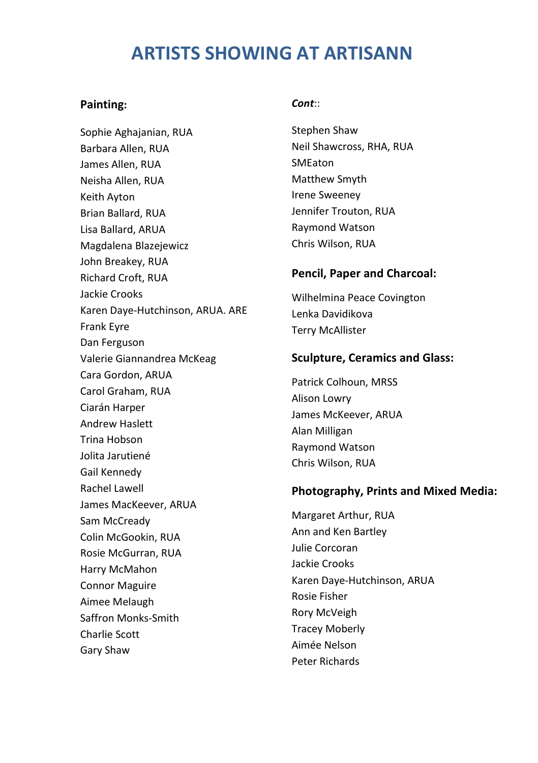# ARTISTS SHOWING AT ARTISANN

**Painting:**

Sophie Aghajanian, RUA
Barbara Allen, RUA
James Allen, RUA
Neisha Allen, RUA
Keith Ayton
Brian Ballard, RUA
Lisa Ballard, ARUA
Magdalena Blazejewicz
John Breakey, RUA
Richard Croft, RUA
Jackie Crooks
Karen Daye-Hutchinson, ARUA. ARE
Frank Eyre
Dan Ferguson
Valerie Giannandrea McKeag
Cara Gordon, ARUA
Carol Graham, RUA
Ciarán Harper
Andrew Haslett
Trina Hobson
Jolita Jarutiené
Gail Kennedy
Rachel Lawell
James MacKeever, ARUA
Sam McCready
Colin McGookin, RUA
Rosie McGurran, RUA
Harry McMahon
Connor Maguire
Aimee Melaugh
Saffron Monks-Smith
Charlie Scott
Gary Shaw

***Cont*::**

Stephen Shaw
Neil Shawcross, RHA, RUA
SMEaton
Matthew Smyth
Irene Sweeney
Jennifer Trouton, RUA
Raymond Watson
Chris Wilson, RUA

**Pencil, Paper and Charcoal:**

Wilhelmina Peace Covington
Lenka Davidikova
Terry McAllister

**Sculpture, Ceramics and Glass:**

Patrick Colhoun, MRSS
Alison Lowry
James McKeever, ARUA
Alan Milligan
Raymond Watson
Chris Wilson, RUA

**Photography, Prints and Mixed Media:**

Margaret Arthur, RUA
Ann and Ken Bartley
Julie Corcoran
Jackie Crooks
Karen Daye-Hutchinson, ARUA
Rosie Fisher
Rory McVeigh
Tracey Moberly
Aimée Nelson
Peter Richards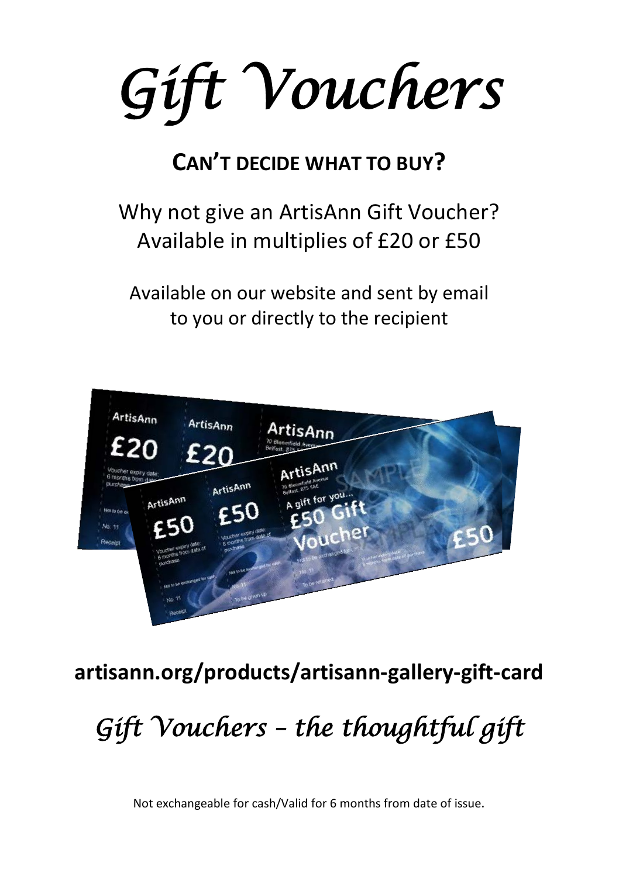# *Gift Vouchers*

## CAN'T DECIDE WHAT TO BUY?

Why not give an ArtisAnn Gift Voucher?
Available in multiples of £20 or £50

Available on our website and sent by email
to you or directly to the recipient

**artisann.org/products/artisann-gallery-gift-card**

*Gift Vouchers – the thoughtful gift*

Not exchangeable for cash/Valid for 6 months from date of issue.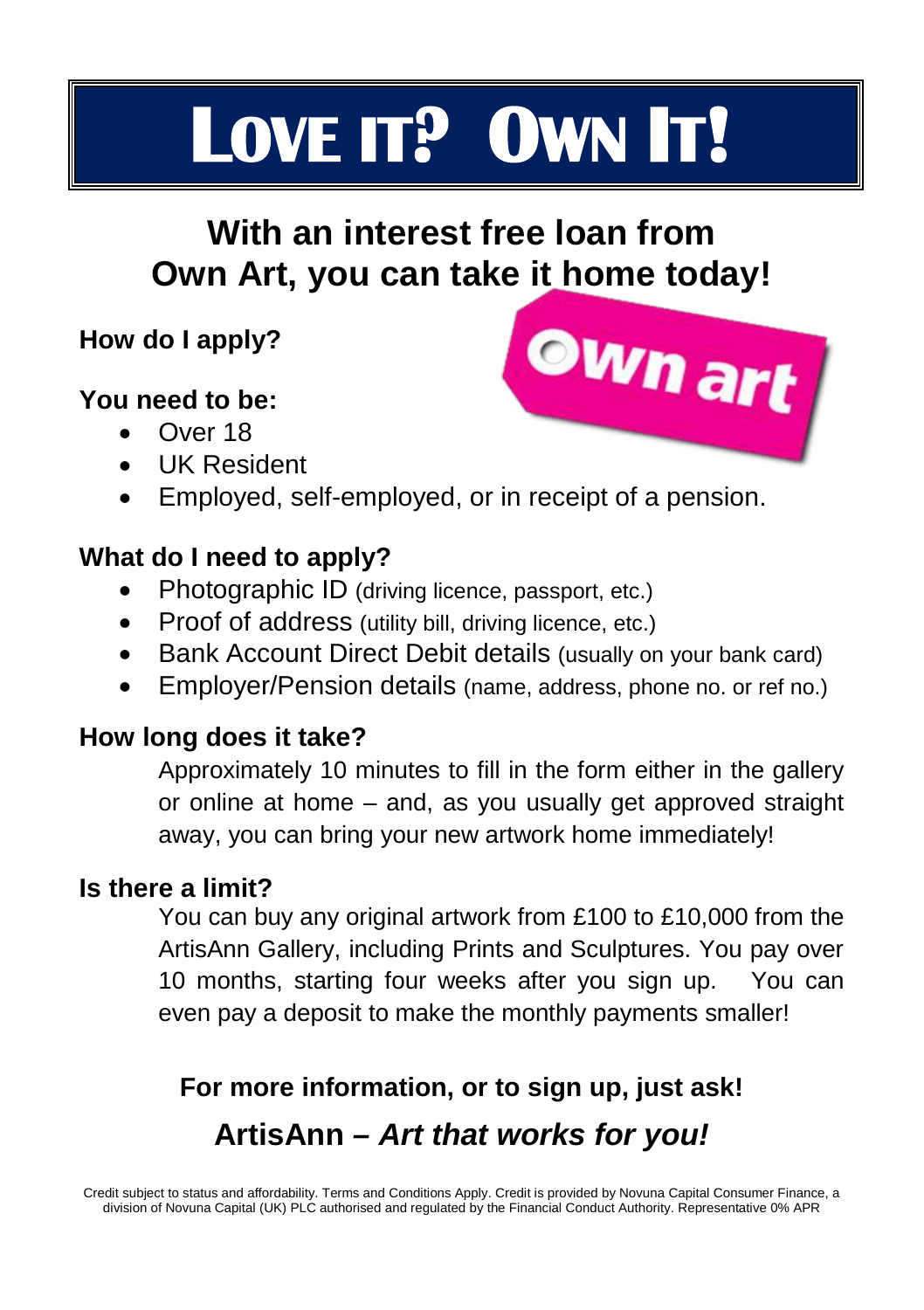# LOVE IT? OWN IT!

## With an interest free loan from Own Art, you can take it home today!

Own art

### How do I apply?

### You need to be:

- Over 18
- UK Resident
- Employed, self-employed, or in receipt of a pension.

### What do I need to apply?

- Photographic ID (driving licence, passport, etc.)
- Proof of address (utility bill, driving licence, etc.)
- Bank Account Direct Debit details (usually on your bank card)
- Employer/Pension details (name, address, phone no. or ref no.)

### How long does it take?

Approximately 10 minutes to fill in the form either in the gallery or online at home – and, as you usually get approved straight away, you can bring your new artwork home immediately!

### Is there a limit?

You can buy any original artwork from £100 to £10,000 from the ArtisAnn Gallery, including Prints and Sculptures. You pay over 10 months, starting four weeks after you sign up. You can even pay a deposit to make the monthly payments smaller!

**For more information, or to sign up, just ask!**

**ArtisAnn – *Art that works for you!***

Credit subject to status and affordability. Terms and Conditions Apply. Credit is provided by Novuna Capital Consumer Finance, a division of Novuna Capital (UK) PLC authorised and regulated by the Financial Conduct Authority. Representative 0% APR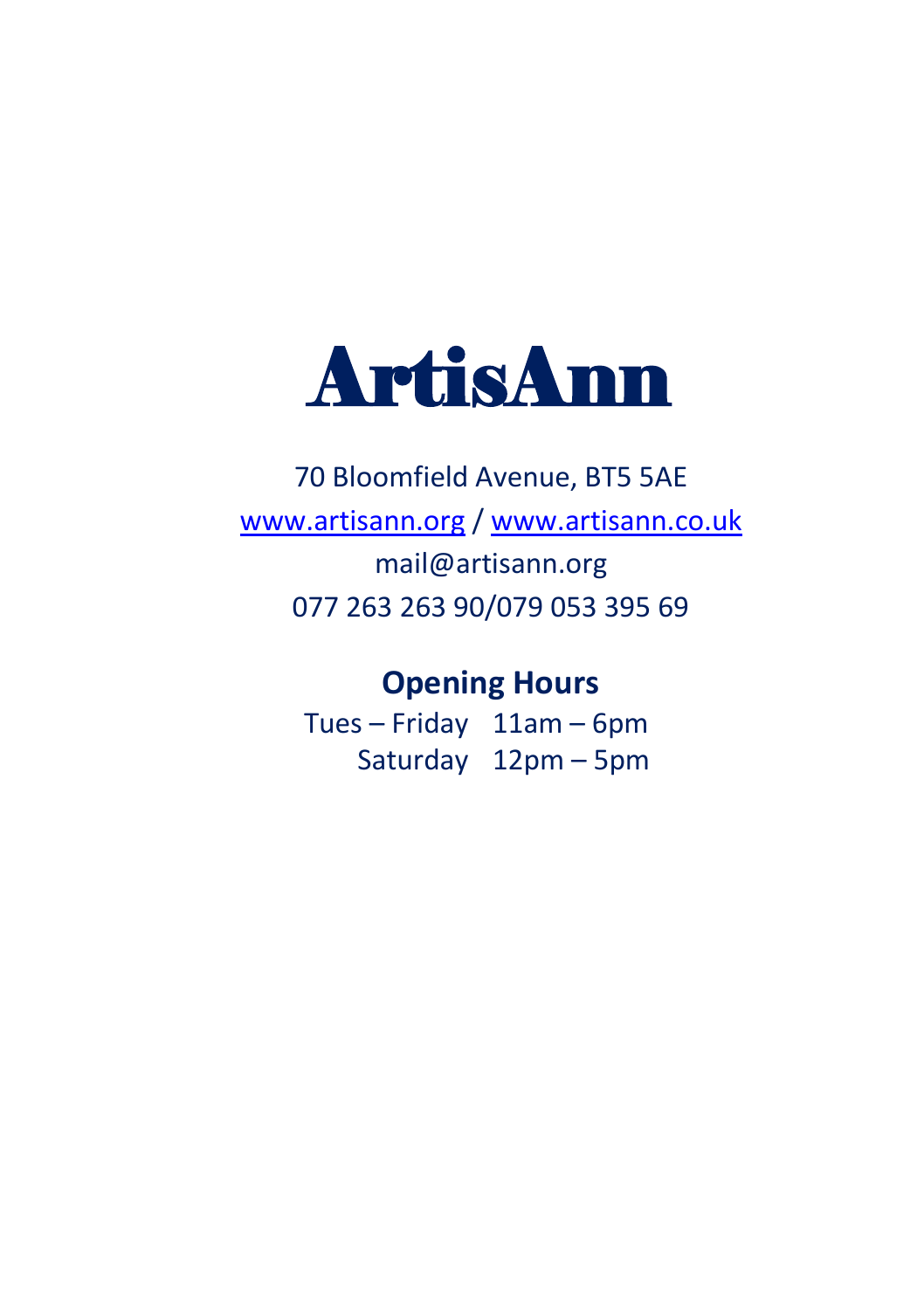# ArtisAnn

70 Bloomfield Avenue, BT5 5AE

www.artisann.org / www.artisann.co.uk

mail@artisann.org

077 263 263 90/079 053 395 69

## Opening Hours

Tues – Friday 11am – 6pm

Saturday 12pm – 5pm